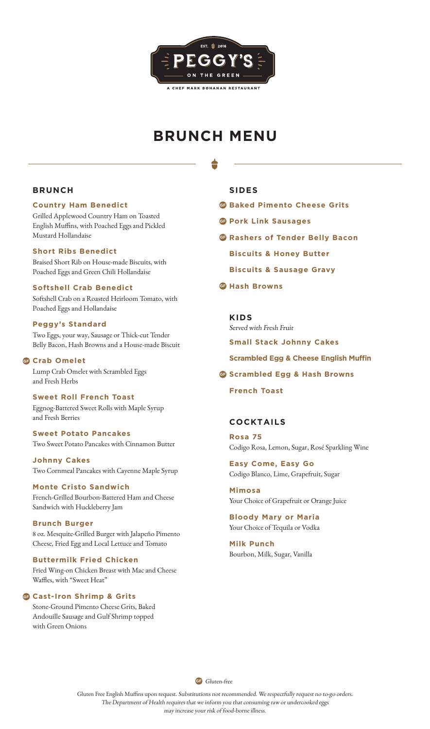EST. 2016

# PEGGY'S ON THE GREEN

A CHEF MARK BOHANAN RESTAURANT

# BRUNCH MENU

## BRUNCH

**Country Ham Benedict**
Grilled Applewood Country Ham on Toasted English Muffins, with Poached Eggs and Pickled Mustard Hollandaise

**Short Ribs Benedict**
Braised Short Rib on House-made Biscuits, with Poached Eggs and Green Chili Hollandaise

**Softshell Crab Benedict**
Softshell Crab on a Roasted Heirloom Tomato, with Poached Eggs and Hollandaise

**Peggy's Standard**
Two Eggs, your way, Sausage or Thick-cut Tender Belly Bacon, Hash Browns and a House-made Biscuit

GF **Crab Omelet**
Lump Crab Omelet with Scrambled Eggs and Fresh Herbs

**Sweet Roll French Toast**
Eggnog-Battered Sweet Rolls with Maple Syrup and Fresh Berries

**Sweet Potato Pancakes**
Two Sweet Potato Pancakes with Cinnamon Butter

**Johnny Cakes**
Two Cornmeal Pancakes with Cayenne Maple Syrup

**Monte Cristo Sandwich**
French-Grilled Bourbon-Battered Ham and Cheese Sandwich with Huckleberry Jam

**Brunch Burger**
8 oz. Mesquite-Grilled Burger with Jalapeño Pimento Cheese, Fried Egg and Local Lettuce and Tomato

**Buttermilk Fried Chicken**
Fried Wing-on Chicken Breast with Mac and Cheese Waffles, with "Sweet Heat"

GF **Cast-Iron Shrimp & Grits**
Stone-Ground Pimento Cheese Grits, Baked Andouille Sausage and Gulf Shrimp topped with Green Onions

## SIDES

GF **Baked Pimento Cheese Grits**

GF **Pork Link Sausages**

GF **Rashers of Tender Belly Bacon**

**Biscuits & Honey Butter**

**Biscuits & Sausage Gravy**

GF **Hash Browns**

## KIDS

*Served with Fresh Fruit*

**Small Stack Johnny Cakes**

**Scrambled Egg & Cheese English Muffin**

GF **Scrambled Egg & Hash Browns**

**French Toast**

## COCKTAILS

**Rosa 75**
Codigo Rosa, Lemon, Sugar, Rosé Sparkling Wine

**Easy Come, Easy Go**
Codigo Blanco, Lime, Grapefruit, Sugar

**Mimosa**
Your Choice of Grapefruit or Orange Juice

**Bloody Mary or Maria**
Your Choice of Tequila or Vodka

**Milk Punch**
Bourbon, Milk, Sugar, Vanilla

GF *Gluten-free*

Gluten Free English Muffins upon request. *Substitutions not recommended. We respectfully request no to-go orders.*
*The Department of Health requires that we inform you that consuming raw or undercooked eggs may increase your risk of food-borne illness.*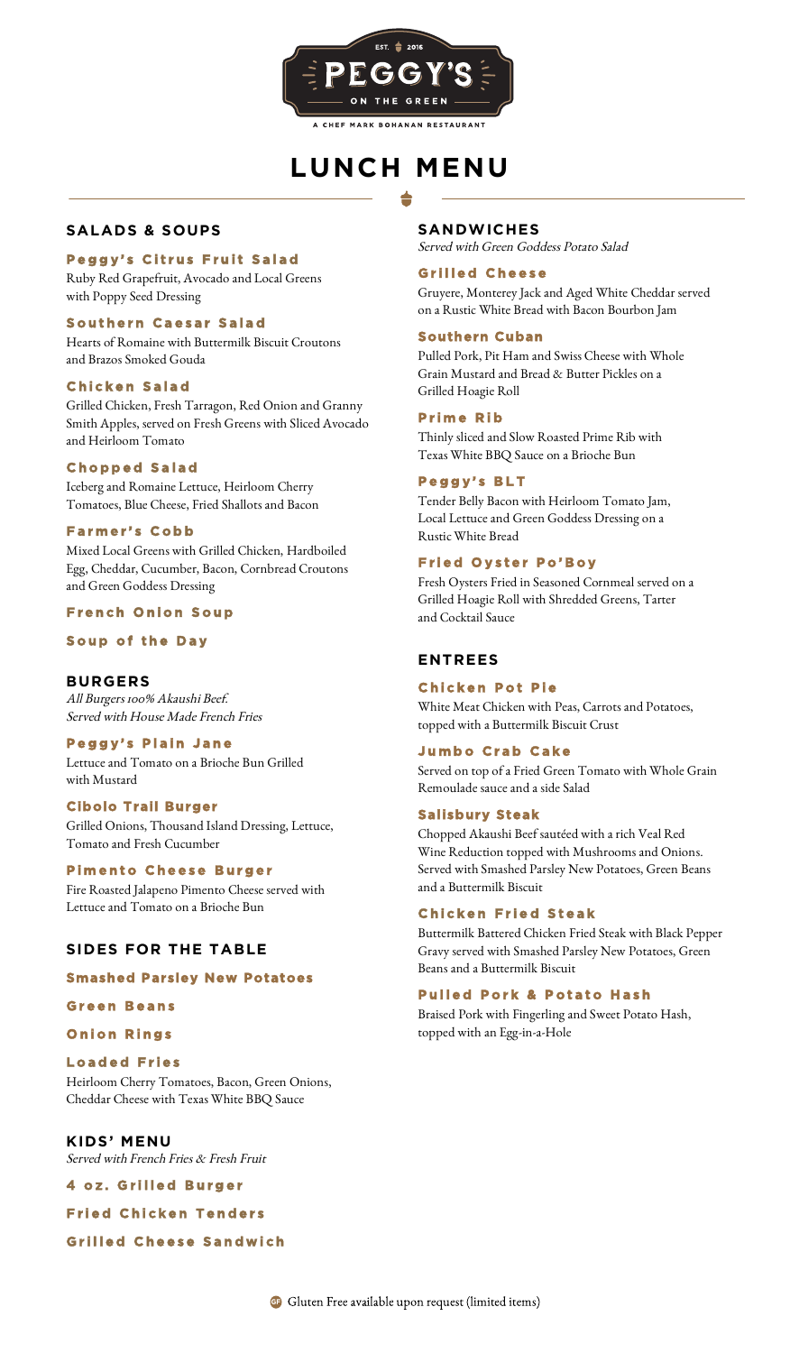EST. 2016

# PEGGY'S ON THE GREEN

A CHEF MARK BOHANAN RESTAURANT

# LUNCH MENU

## SALADS & SOUPS

**Peggy's Citrus Fruit Salad**
Ruby Red Grapefruit, Avocado and Local Greens with Poppy Seed Dressing

**Southern Caesar Salad**
Hearts of Romaine with Buttermilk Biscuit Croutons and Brazos Smoked Gouda

**Chicken Salad**
Grilled Chicken, Fresh Tarragon, Red Onion and Granny Smith Apples, served on Fresh Greens with Sliced Avocado and Heirloom Tomato

**Chopped Salad**
Iceberg and Romaine Lettuce, Heirloom Cherry Tomatoes, Blue Cheese, Fried Shallots and Bacon

**Farmer's Cobb**
Mixed Local Greens with Grilled Chicken, Hardboiled Egg, Cheddar, Cucumber, Bacon, Cornbread Croutons and Green Goddess Dressing

**French Onion Soup**

**Soup of the Day**

## BURGERS

*All Burgers 100% Akaushi Beef. Served with House Made French Fries*

**Peggy's Plain Jane**
Lettuce and Tomato on a Brioche Bun Grilled with Mustard

**Cibolo Trail Burger**
Grilled Onions, Thousand Island Dressing, Lettuce, Tomato and Fresh Cucumber

**Pimento Cheese Burger**
Fire Roasted Jalapeno Pimento Cheese served with Lettuce and Tomato on a Brioche Bun

## SIDES FOR THE TABLE

**Smashed Parsley New Potatoes**

**Green Beans**

**Onion Rings**

**Loaded Fries**
Heirloom Cherry Tomatoes, Bacon, Green Onions, Cheddar Cheese with Texas White BBQ Sauce

## KIDS' MENU

*Served with French Fries & Fresh Fruit*

**4 oz. Grilled Burger**

**Fried Chicken Tenders**

**Grilled Cheese Sandwich**

## SANDWICHES

*Served with Green Goddess Potato Salad*

**Grilled Cheese**
Gruyere, Monterey Jack and Aged White Cheddar served on a Rustic White Bread with Bacon Bourbon Jam

**Southern Cuban**
Pulled Pork, Pit Ham and Swiss Cheese with Whole Grain Mustard and Bread & Butter Pickles on a Grilled Hoagie Roll

**Prime Rib**
Thinly sliced and Slow Roasted Prime Rib with Texas White BBQ Sauce on a Brioche Bun

**Peggy's BLT**
Tender Belly Bacon with Heirloom Tomato Jam, Local Lettuce and Green Goddess Dressing on a Rustic White Bread

**Fried Oyster Po'Boy**
Fresh Oysters Fried in Seasoned Cornmeal served on a Grilled Hoagie Roll with Shredded Greens, Tarter and Cocktail Sauce

## ENTREES

**Chicken Pot Pie**
White Meat Chicken with Peas, Carrots and Potatoes, topped with a Buttermilk Biscuit Crust

**Jumbo Crab Cake**
Served on top of a Fried Green Tomato with Whole Grain Remoulade sauce and a side Salad

**Salisbury Steak**
Chopped Akaushi Beef sautéed with a rich Veal Red Wine Reduction topped with Mushrooms and Onions. Served with Smashed Parsley New Potatoes, Green Beans and a Buttermilk Biscuit

**Chicken Fried Steak**
Buttermilk Battered Chicken Fried Steak with Black Pepper Gravy served with Smashed Parsley New Potatoes, Green Beans and a Buttermilk Biscuit

**Pulled Pork & Potato Hash**
Braised Pork with Fingerling and Sweet Potato Hash, topped with an Egg-in-a-Hole

GF Gluten Free available upon request (limited items)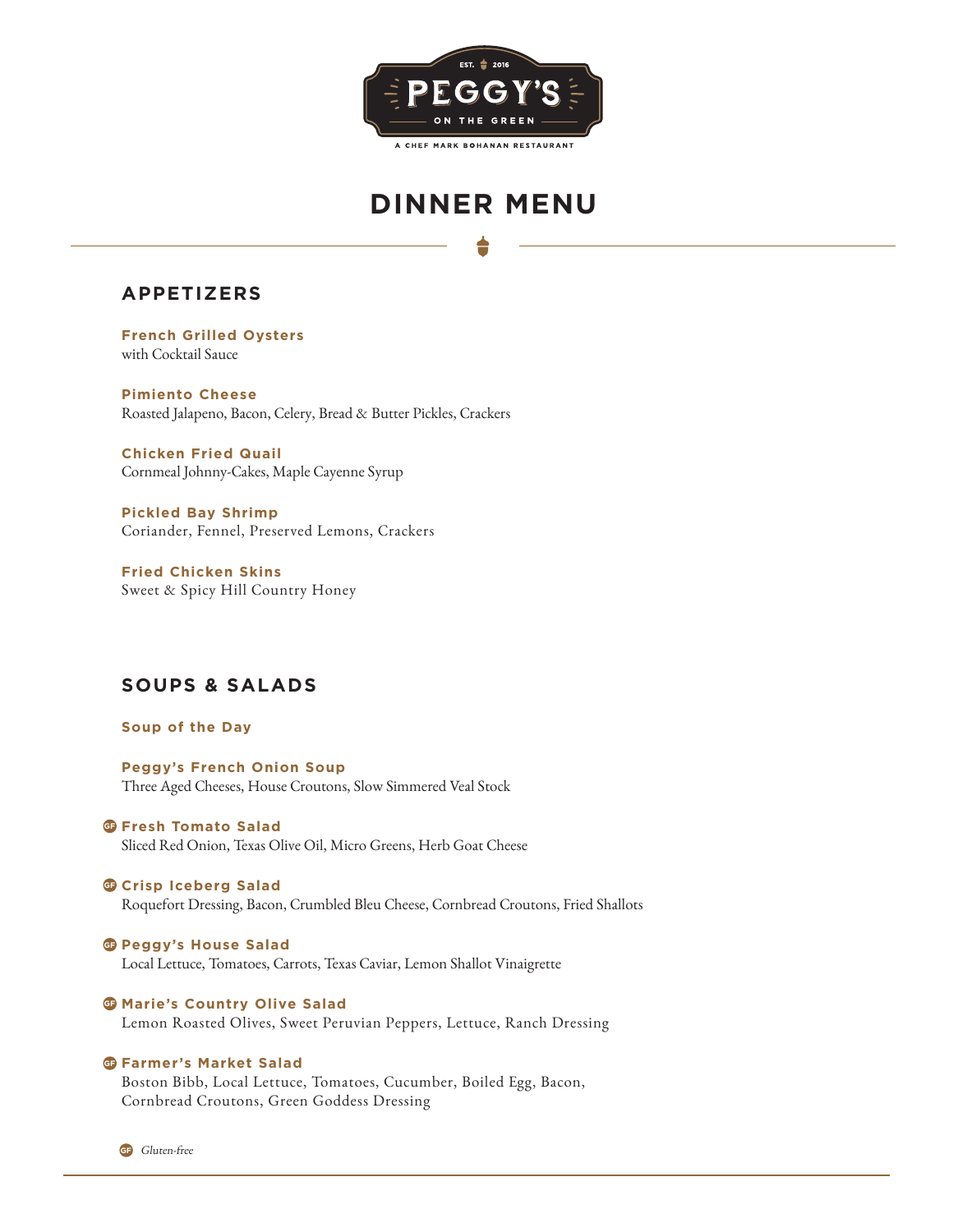EST. 2016

PEGGY'S

ON THE GREEN

A CHEF MARK BOHANAN RESTAURANT

# DINNER MENU

## APPETIZERS

**French Grilled Oysters**
with Cocktail Sauce

**Pimiento Cheese**
Roasted Jalapeno, Bacon, Celery, Bread & Butter Pickles, Crackers

**Chicken Fried Quail**
Cornmeal Johnny-Cakes, Maple Cayenne Syrup

**Pickled Bay Shrimp**
Coriander, Fennel, Preserved Lemons, Crackers

**Fried Chicken Skins**
Sweet & Spicy Hill Country Honey

## SOUPS & SALADS

**Soup of the Day**

**Peggy's French Onion Soup**
Three Aged Cheeses, House Croutons, Slow Simmered Veal Stock

GF **Fresh Tomato Salad**
Sliced Red Onion, Texas Olive Oil, Micro Greens, Herb Goat Cheese

GF **Crisp Iceberg Salad**
Roquefort Dressing, Bacon, Crumbled Bleu Cheese, Cornbread Croutons, Fried Shallots

GF **Peggy's House Salad**
Local Lettuce, Tomatoes, Carrots, Texas Caviar, Lemon Shallot Vinaigrette

GF **Marie's Country Olive Salad**
Lemon Roasted Olives, Sweet Peruvian Peppers, Lettuce, Ranch Dressing

GF **Farmer's Market Salad**
Boston Bibb, Local Lettuce, Tomatoes, Cucumber, Boiled Egg, Bacon, Cornbread Croutons, Green Goddess Dressing

GF *Gluten-free*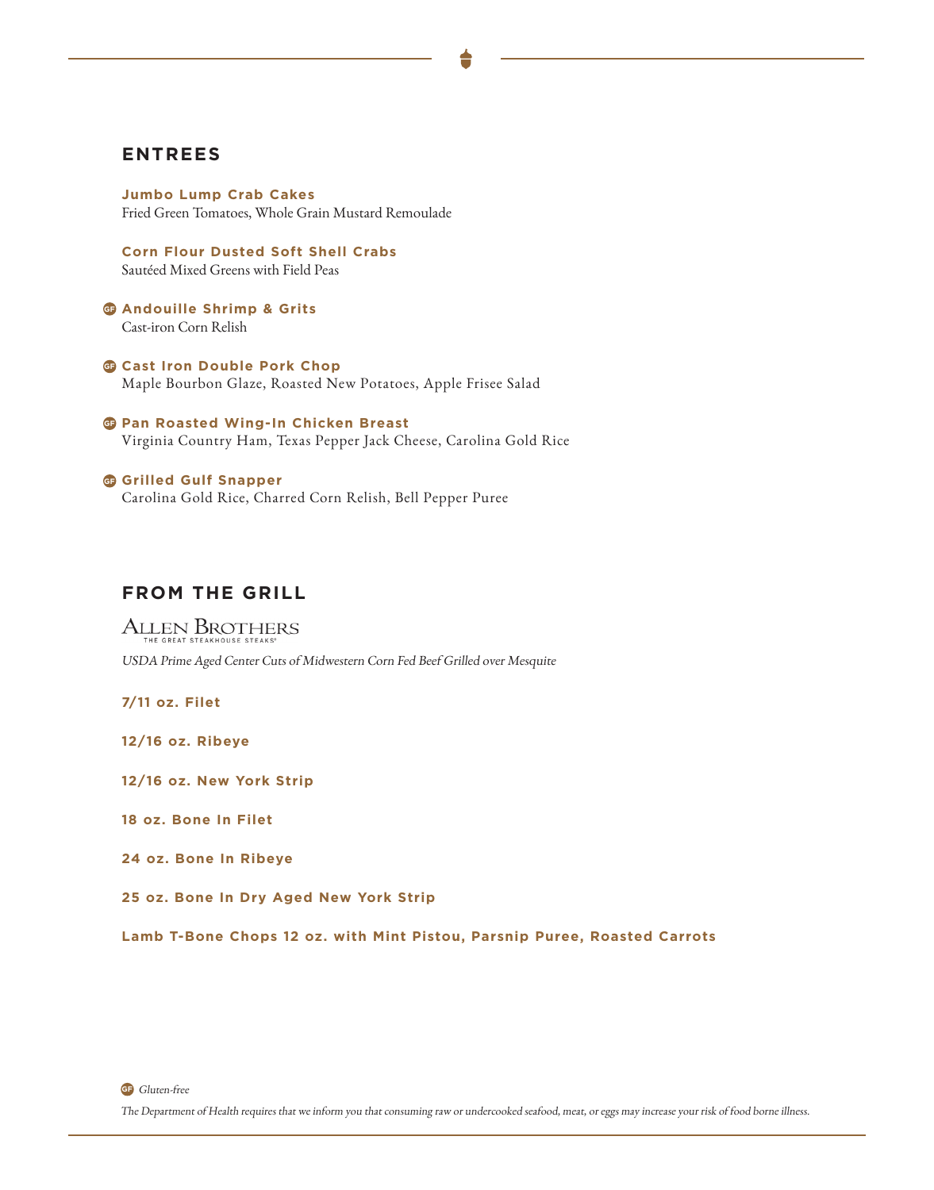## ENTREES

**Jumbo Lump Crab Cakes**
Fried Green Tomatoes, Whole Grain Mustard Remoulade

**Corn Flour Dusted Soft Shell Crabs**
Sautéed Mixed Greens with Field Peas

GF **Andouille Shrimp & Grits**
Cast-iron Corn Relish

GF **Cast Iron Double Pork Chop**
Maple Bourbon Glaze, Roasted New Potatoes, Apple Frisee Salad

GF **Pan Roasted Wing-In Chicken Breast**
Virginia Country Ham, Texas Pepper Jack Cheese, Carolina Gold Rice

GF **Grilled Gulf Snapper**
Carolina Gold Rice, Charred Corn Relish, Bell Pepper Puree

## FROM THE GRILL

ALLEN BROTHERS
THE GREAT STEAKHOUSE STEAKS®

*USDA Prime Aged Center Cuts of Midwestern Corn Fed Beef Grilled over Mesquite*

**7/11 oz. Filet**

**12/16 oz. Ribeye**

**12/16 oz. New York Strip**

**18 oz. Bone In Filet**

**24 oz. Bone In Ribeye**

**25 oz. Bone In Dry Aged New York Strip**

**Lamb T-Bone Chops 12 oz. with Mint Pistou, Parsnip Puree, Roasted Carrots**

GF *Gluten-free*

*The Department of Health requires that we inform you that consuming raw or undercooked seafood, meat, or eggs may increase your risk of food borne illness.*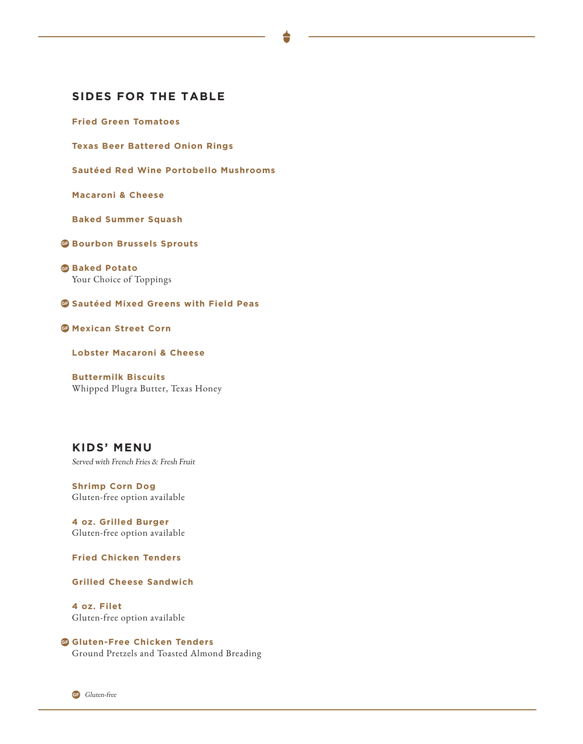## SIDES FOR THE TABLE

**Fried Green Tomatoes**

**Texas Beer Battered Onion Rings**

**Sautéed Red Wine Portobello Mushrooms**

**Macaroni & Cheese**

**Baked Summer Squash**

GF **Bourbon Brussels Sprouts**

GF **Baked Potato**
Your Choice of Toppings

GF **Sautéed Mixed Greens with Field Peas**

GF **Mexican Street Corn**

**Lobster Macaroni & Cheese**

**Buttermilk Biscuits**
Whipped Plugra Butter, Texas Honey

## KIDS' MENU

*Served with French Fries & Fresh Fruit*

**Shrimp Corn Dog**
Gluten-free option available

**4 oz. Grilled Burger**
Gluten-free option available

**Fried Chicken Tenders**

**Grilled Cheese Sandwich**

**4 oz. Filet**
Gluten-free option available

GF **Gluten-Free Chicken Tenders**
Ground Pretzels and Toasted Almond Breading

GF *Gluten-free*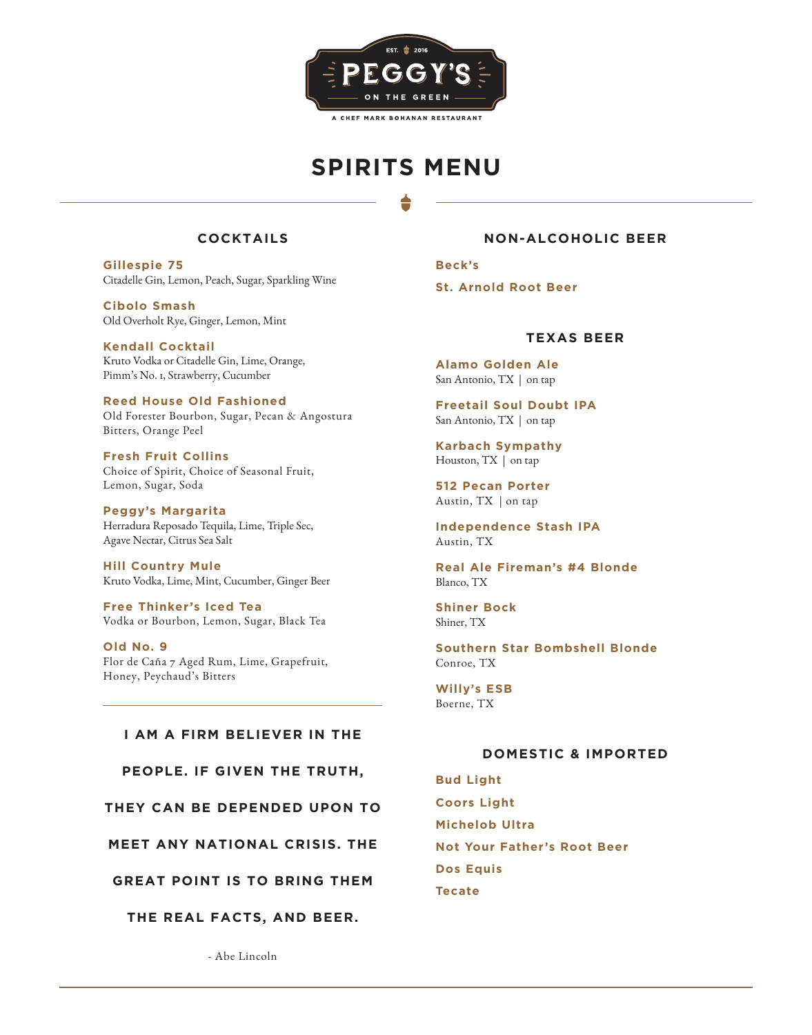EST. 2016

# PEGGY'S

ON THE GREEN

A CHEF MARK BOHANAN RESTAURANT

## SPIRITS MENU

### COCKTAILS

**Gillespie 75**
Citadelle Gin, Lemon, Peach, Sugar, Sparkling Wine

**Cibolo Smash**
Old Overholt Rye, Ginger, Lemon, Mint

**Kendall Cocktail**
Kruto Vodka or Citadelle Gin, Lime, Orange, Pimm's No. 1, Strawberry, Cucumber

**Reed House Old Fashioned**
Old Forester Bourbon, Sugar, Pecan & Angostura Bitters, Orange Peel

**Fresh Fruit Collins**
Choice of Spirit, Choice of Seasonal Fruit, Lemon, Sugar, Soda

**Peggy's Margarita**
Herradura Reposado Tequila, Lime, Triple Sec, Agave Nectar, Citrus Sea Salt

**Hill Country Mule**
Kruto Vodka, Lime, Mint, Cucumber, Ginger Beer

**Free Thinker's Iced Tea**
Vodka or Bourbon, Lemon, Sugar, Black Tea

**Old No. 9**
Flor de Caña 7 Aged Rum, Lime, Grapefruit, Honey, Peychaud's Bitters

**I AM A FIRM BELIEVER IN THE PEOPLE. IF GIVEN THE TRUTH, THEY CAN BE DEPENDED UPON TO MEET ANY NATIONAL CRISIS. THE GREAT POINT IS TO BRING THEM THE REAL FACTS, AND BEER.**

- Abe Lincoln

### NON-ALCOHOLIC BEER

**Beck's**

**St. Arnold Root Beer**

### TEXAS BEER

**Alamo Golden Ale**
San Antonio, TX | on tap

**Freetail Soul Doubt IPA**
San Antonio, TX | on tap

**Karbach Sympathy**
Houston, TX | on tap

**512 Pecan Porter**
Austin, TX | on tap

**Independence Stash IPA**
Austin, TX

**Real Ale Fireman's #4 Blonde**
Blanco, TX

**Shiner Bock**
Shiner, TX

**Southern Star Bombshell Blonde**
Conroe, TX

**Willy's ESB**
Boerne, TX

### DOMESTIC & IMPORTED

**Bud Light**

**Coors Light**

**Michelob Ultra**

**Not Your Father's Root Beer**

**Dos Equis**

**Tecate**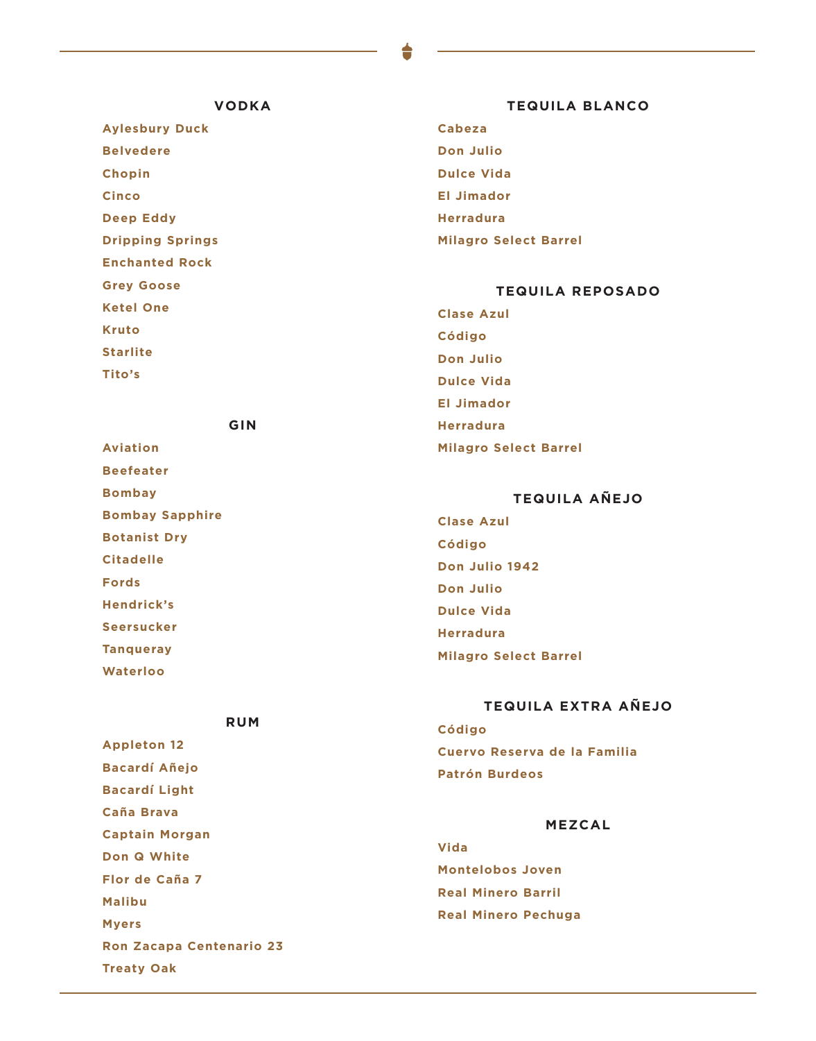## VODKA

Aylesbury Duck
Belvedere
Chopin
Cinco
Deep Eddy
Dripping Springs
Enchanted Rock
Grey Goose
Ketel One
Kruto
Starlite
Tito's

## GIN

Aviation
Beefeater
Bombay
Bombay Sapphire
Botanist Dry
Citadelle
Fords
Hendrick's
Seersucker
Tanqueray
Waterloo

## RUM

Appleton 12
Bacardí Añejo
Bacardí Light
Caña Brava
Captain Morgan
Don Q White
Flor de Caña 7
Malibu
Myers
Ron Zacapa Centenario 23
Treaty Oak

## TEQUILA BLANCO

Cabeza
Don Julio
Dulce Vida
El Jimador
Herradura
Milagro Select Barrel

## TEQUILA REPOSADO

Clase Azul
Código
Don Julio
Dulce Vida
El Jimador
Herradura
Milagro Select Barrel

## TEQUILA AÑEJO

Clase Azul
Código
Don Julio 1942
Don Julio
Dulce Vida
Herradura
Milagro Select Barrel

## TEQUILA EXTRA AÑEJO

Código
Cuervo Reserva de la Familia
Patrón Burdeos

## MEZCAL

Vida
Montelobos Joven
Real Minero Barril
Real Minero Pechuga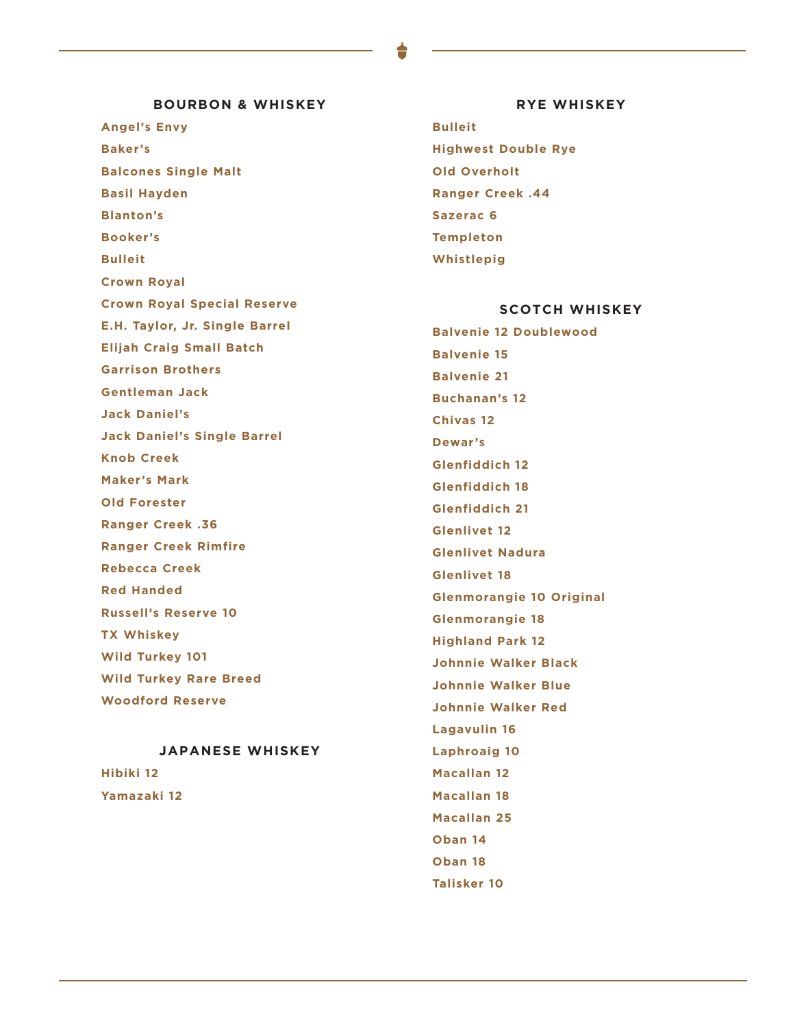## BOURBON & WHISKEY

Angel's Envy

Baker's

Balcones Single Malt

Basil Hayden

Blanton's

Booker's

Bulleit

Crown Royal

Crown Royal Special Reserve

E.H. Taylor, Jr. Single Barrel

Elijah Craig Small Batch

Garrison Brothers

Gentleman Jack

Jack Daniel's

Jack Daniel's Single Barrel

Knob Creek

Maker's Mark

Old Forester

Ranger Creek .36

Ranger Creek Rimfire

Rebecca Creek

Red Handed

Russell's Reserve 10

TX Whiskey

Wild Turkey 101

Wild Turkey Rare Breed

Woodford Reserve

## JAPANESE WHISKEY

Hibiki 12

Yamazaki 12

## RYE WHISKEY

Bulleit

Highwest Double Rye

Old Overholt

Ranger Creek .44

Sazerac 6

Templeton

Whistlepig

## SCOTCH WHISKEY

Balvenie 12 Doublewood

Balvenie 15

Balvenie 21

Buchanan's 12

Chivas 12

Dewar's

Glenfiddich 12

Glenfiddich 18

Glenfiddich 21

Glenlivet 12

Glenlivet Nadura

Glenlivet 18

Glenmorangie 10 Original

Glenmorangie 18

Highland Park 12

Johnnie Walker Black

Johnnie Walker Blue

Johnnie Walker Red

Lagavulin 16

Laphroaig 10

Macallan 12

Macallan 18

Macallan 25

Oban 14

Oban 18

Talisker 10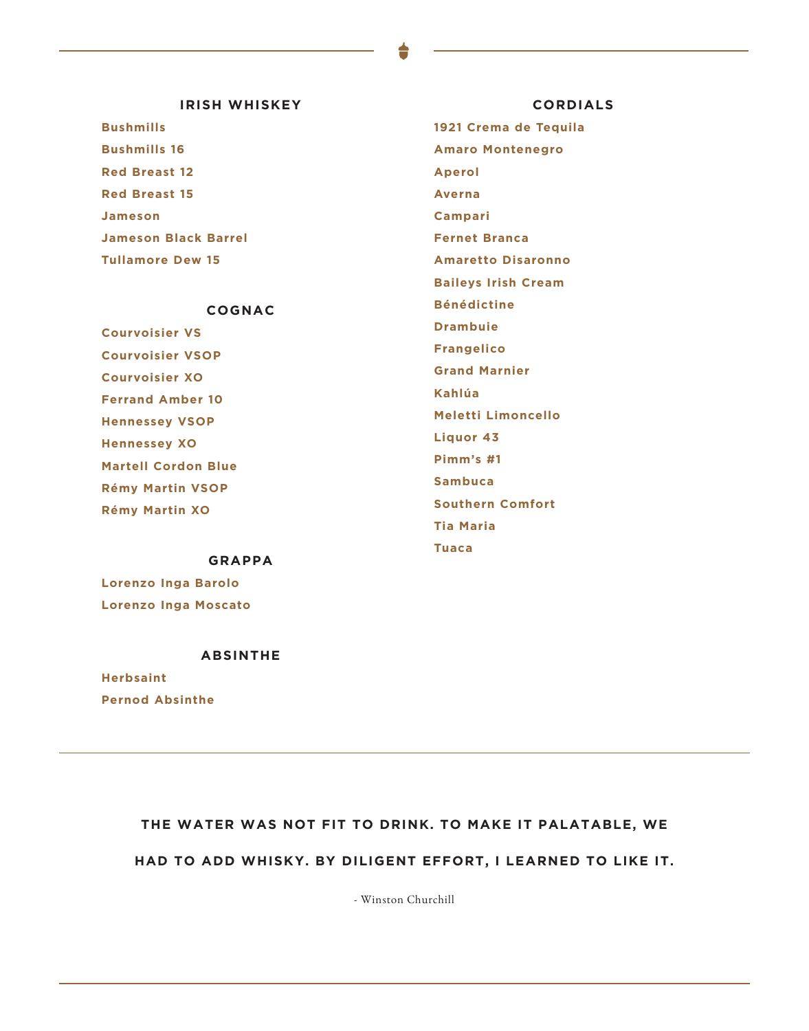## IRISH WHISKEY

Bushmills

Bushmills 16

Red Breast 12

Red Breast 15

Jameson

Jameson Black Barrel

Tullamore Dew 15

## COGNAC

Courvoisier VS

Courvoisier VSOP

Courvoisier XO

Ferrand Amber 10

Hennessey VSOP

Hennessey XO

Martell Cordon Blue

Rémy Martin VSOP

Rémy Martin XO

## GRAPPA

Lorenzo Inga Barolo

Lorenzo Inga Moscato

## ABSINTHE

Herbsaint

Pernod Absinthe

## CORDIALS

1921 Crema de Tequila

Amaro Montenegro

Aperol

Averna

Campari

Fernet Branca

Amaretto Disaronno

Baileys Irish Cream

Bénédictine

Drambuie

Frangelico

Grand Marnier

Kahlúa

Meletti Limoncello

Liquor 43

Pimm's #1

Sambuca

Southern Comfort

Tia Maria

Tuaca

---

**THE WATER WAS NOT FIT TO DRINK. TO MAKE IT PALATABLE, WE HAD TO ADD WHISKY. BY DILIGENT EFFORT, I LEARNED TO LIKE IT.**

- Winston Churchill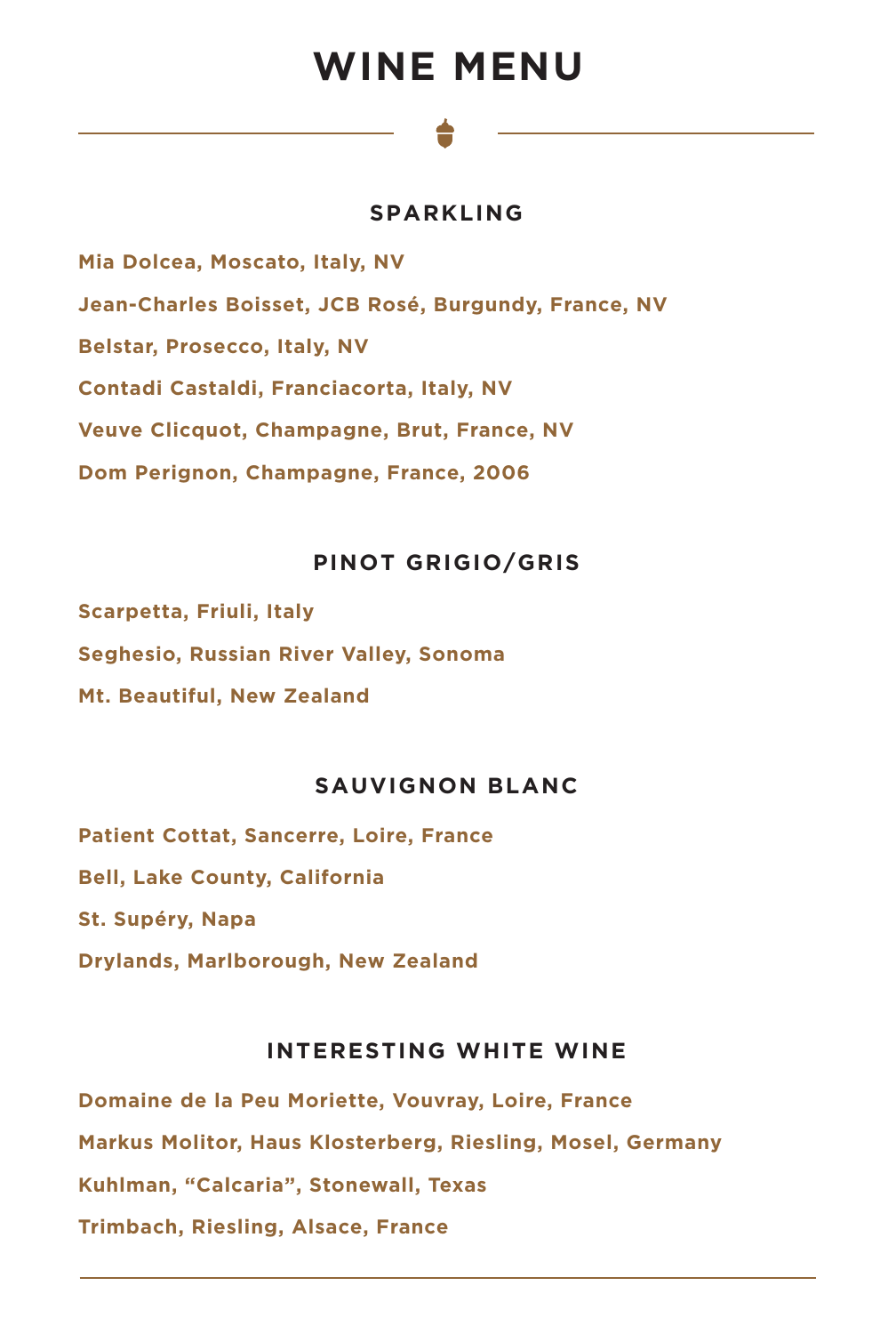# WINE MENU

## SPARKLING

**Mia Dolcea, Moscato, Italy, NV**

**Jean-Charles Boisset, JCB Rosé, Burgundy, France, NV**

**Belstar, Prosecco, Italy, NV**

**Contadi Castaldi, Franciacorta, Italy, NV**

**Veuve Clicquot, Champagne, Brut, France, NV**

**Dom Perignon, Champagne, France, 2006**

## PINOT GRIGIO/GRIS

**Scarpetta, Friuli, Italy**

**Seghesio, Russian River Valley, Sonoma**

**Mt. Beautiful, New Zealand**

## SAUVIGNON BLANC

**Patient Cottat, Sancerre, Loire, France**

**Bell, Lake County, California**

**St. Supéry, Napa**

**Drylands, Marlborough, New Zealand**

## INTERESTING WHITE WINE

**Domaine de la Peu Moriette, Vouvray, Loire, France**

**Markus Molitor, Haus Klosterberg, Riesling, Mosel, Germany**

**Kuhlman, "Calcaria", Stonewall, Texas**

**Trimbach, Riesling, Alsace, France**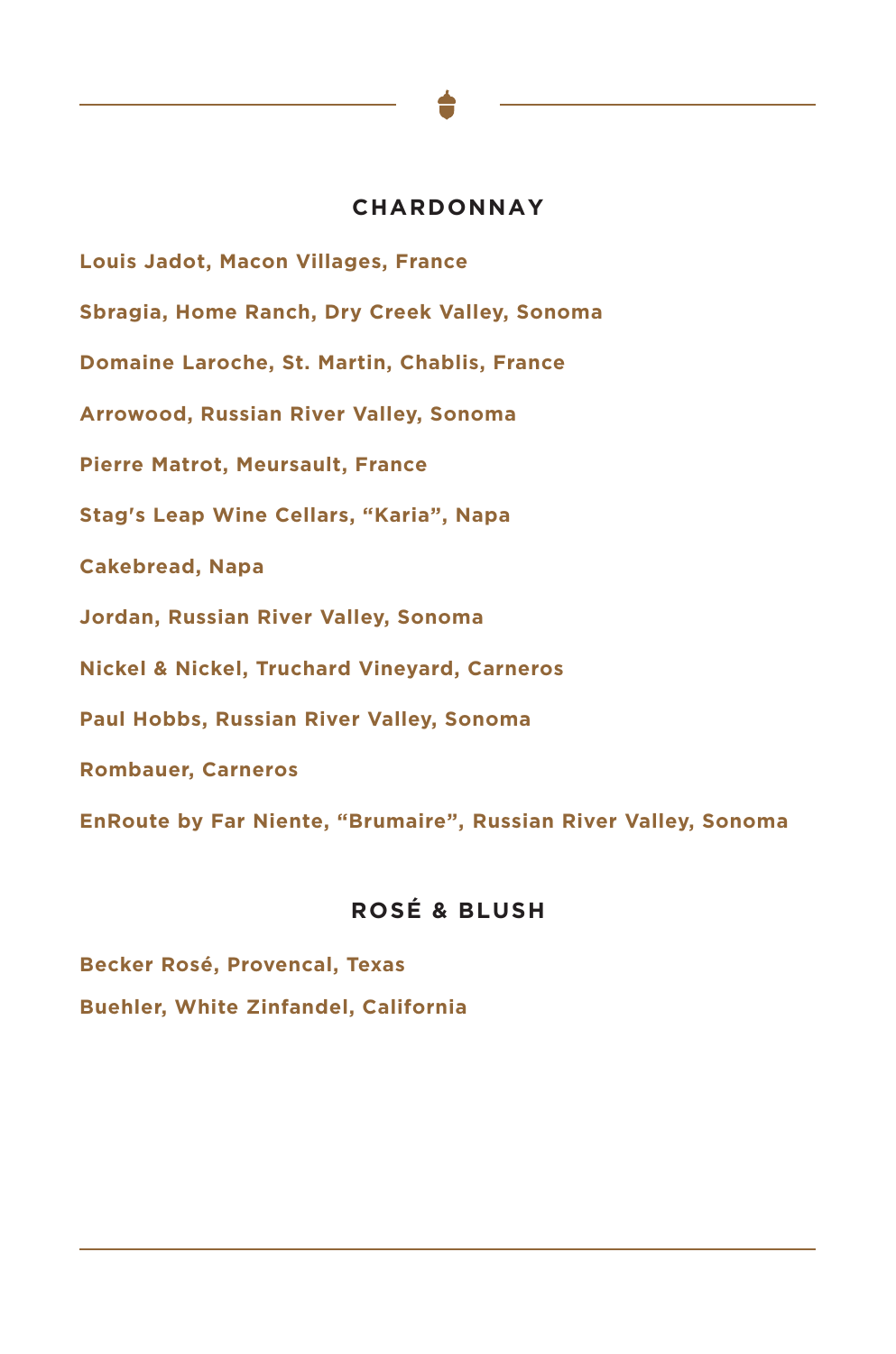## CHARDONNAY

Louis Jadot, Macon Villages, France

Sbragia, Home Ranch, Dry Creek Valley, Sonoma

Domaine Laroche, St. Martin, Chablis, France

Arrowood, Russian River Valley, Sonoma

Pierre Matrot, Meursault, France

Stag's Leap Wine Cellars, "Karia", Napa

Cakebread, Napa

Jordan, Russian River Valley, Sonoma

Nickel & Nickel, Truchard Vineyard, Carneros

Paul Hobbs, Russian River Valley, Sonoma

Rombauer, Carneros

EnRoute by Far Niente, "Brumaire", Russian River Valley, Sonoma

## ROSÉ & BLUSH

Becker Rosé, Provencal, Texas

Buehler, White Zinfandel, California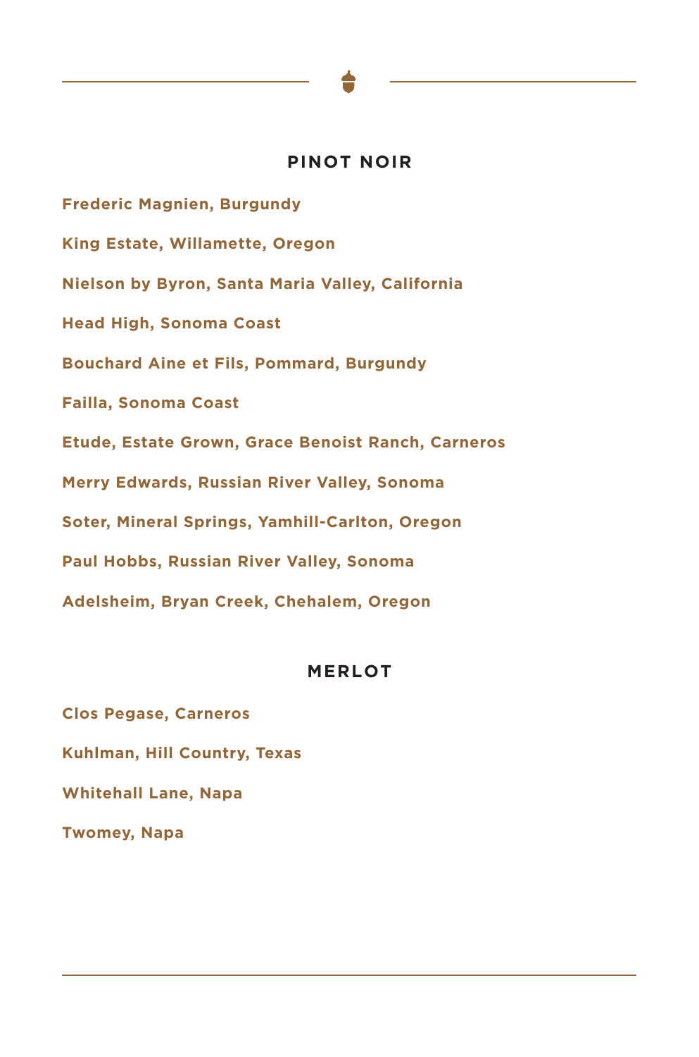## PINOT NOIR

**Frederic Magnien, Burgundy**

**King Estate, Willamette, Oregon**

**Nielson by Byron, Santa Maria Valley, California**

**Head High, Sonoma Coast**

**Bouchard Aine et Fils, Pommard, Burgundy**

**Failla, Sonoma Coast**

**Etude, Estate Grown, Grace Benoist Ranch, Carneros**

**Merry Edwards, Russian River Valley, Sonoma**

**Soter, Mineral Springs, Yamhill-Carlton, Oregon**

**Paul Hobbs, Russian River Valley, Sonoma**

**Adelsheim, Bryan Creek, Chehalem, Oregon**

## MERLOT

**Clos Pegase, Carneros**

**Kuhlman, Hill Country, Texas**

**Whitehall Lane, Napa**

**Twomey, Napa**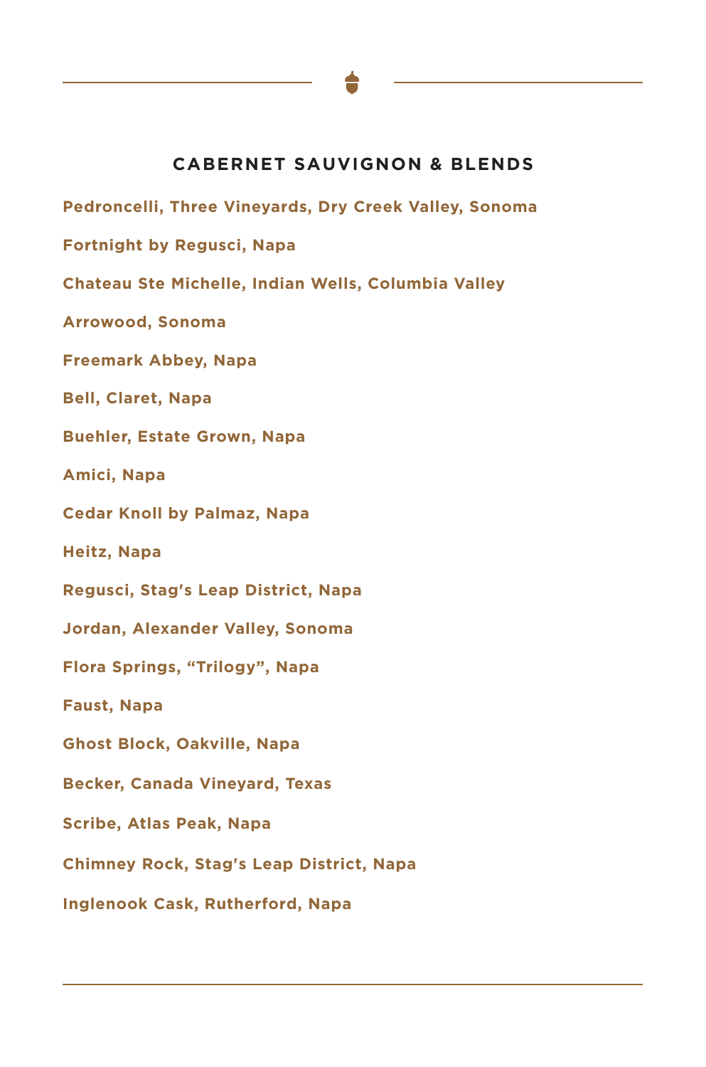## CABERNET SAUVIGNON & BLENDS

**Pedroncelli, Three Vineyards, Dry Creek Valley, Sonoma**

**Fortnight by Regusci, Napa**

**Chateau Ste Michelle, Indian Wells, Columbia Valley**

**Arrowood, Sonoma**

**Freemark Abbey, Napa**

**Bell, Claret, Napa**

**Buehler, Estate Grown, Napa**

**Amici, Napa**

**Cedar Knoll by Palmaz, Napa**

**Heitz, Napa**

**Regusci, Stag's Leap District, Napa**

**Jordan, Alexander Valley, Sonoma**

**Flora Springs, "Trilogy", Napa**

**Faust, Napa**

**Ghost Block, Oakville, Napa**

**Becker, Canada Vineyard, Texas**

**Scribe, Atlas Peak, Napa**

**Chimney Rock, Stag's Leap District, Napa**

**Inglenook Cask, Rutherford, Napa**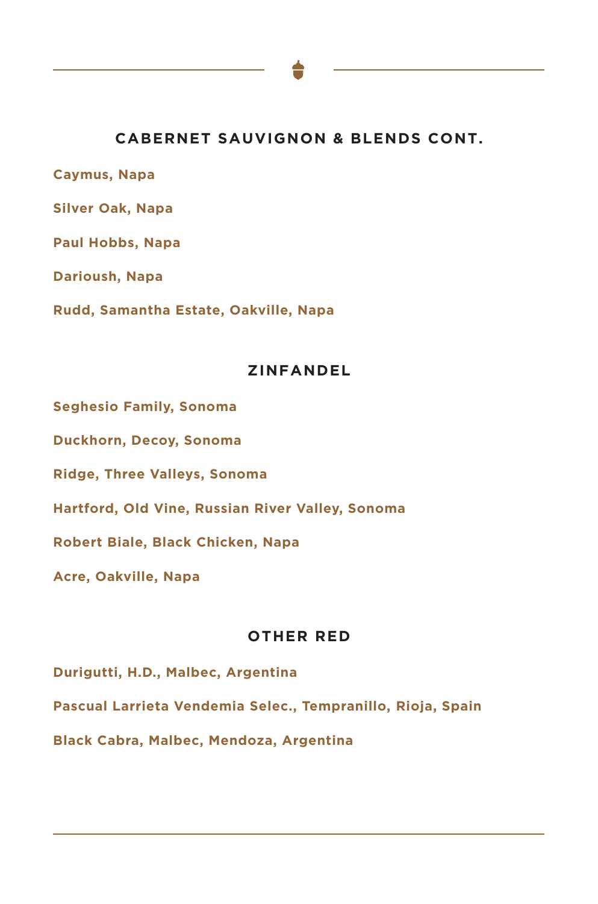## CABERNET SAUVIGNON & BLENDS CONT.

**Caymus, Napa**

**Silver Oak, Napa**

**Paul Hobbs, Napa**

**Darioush, Napa**

**Rudd, Samantha Estate, Oakville, Napa**

## ZINFANDEL

**Seghesio Family, Sonoma**

**Duckhorn, Decoy, Sonoma**

**Ridge, Three Valleys, Sonoma**

**Hartford, Old Vine, Russian River Valley, Sonoma**

**Robert Biale, Black Chicken, Napa**

**Acre, Oakville, Napa**

## OTHER RED

**Durigutti, H.D., Malbec, Argentina**

**Pascual Larrieta Vendemia Selec., Tempranillo, Rioja, Spain**

**Black Cabra, Malbec, Mendoza, Argentina**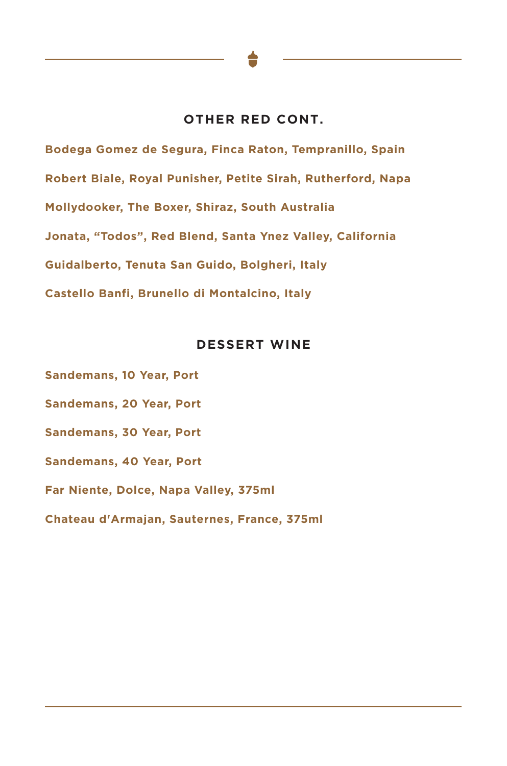## OTHER RED CONT.

**Bodega Gomez de Segura, Finca Raton, Tempranillo, Spain**

**Robert Biale, Royal Punisher, Petite Sirah, Rutherford, Napa**

**Mollydooker, The Boxer, Shiraz, South Australia**

**Jonata, “Todos”, Red Blend, Santa Ynez Valley, California**

**Guidalberto, Tenuta San Guido, Bolgheri, Italy**

**Castello Banfi, Brunello di Montalcino, Italy**

## DESSERT WINE

**Sandemans, 10 Year, Port**

**Sandemans, 20 Year, Port**

**Sandemans, 30 Year, Port**

**Sandemans, 40 Year, Port**

**Far Niente, Dolce, Napa Valley, 375ml**

**Chateau d'Armajan, Sauternes, France, 375ml**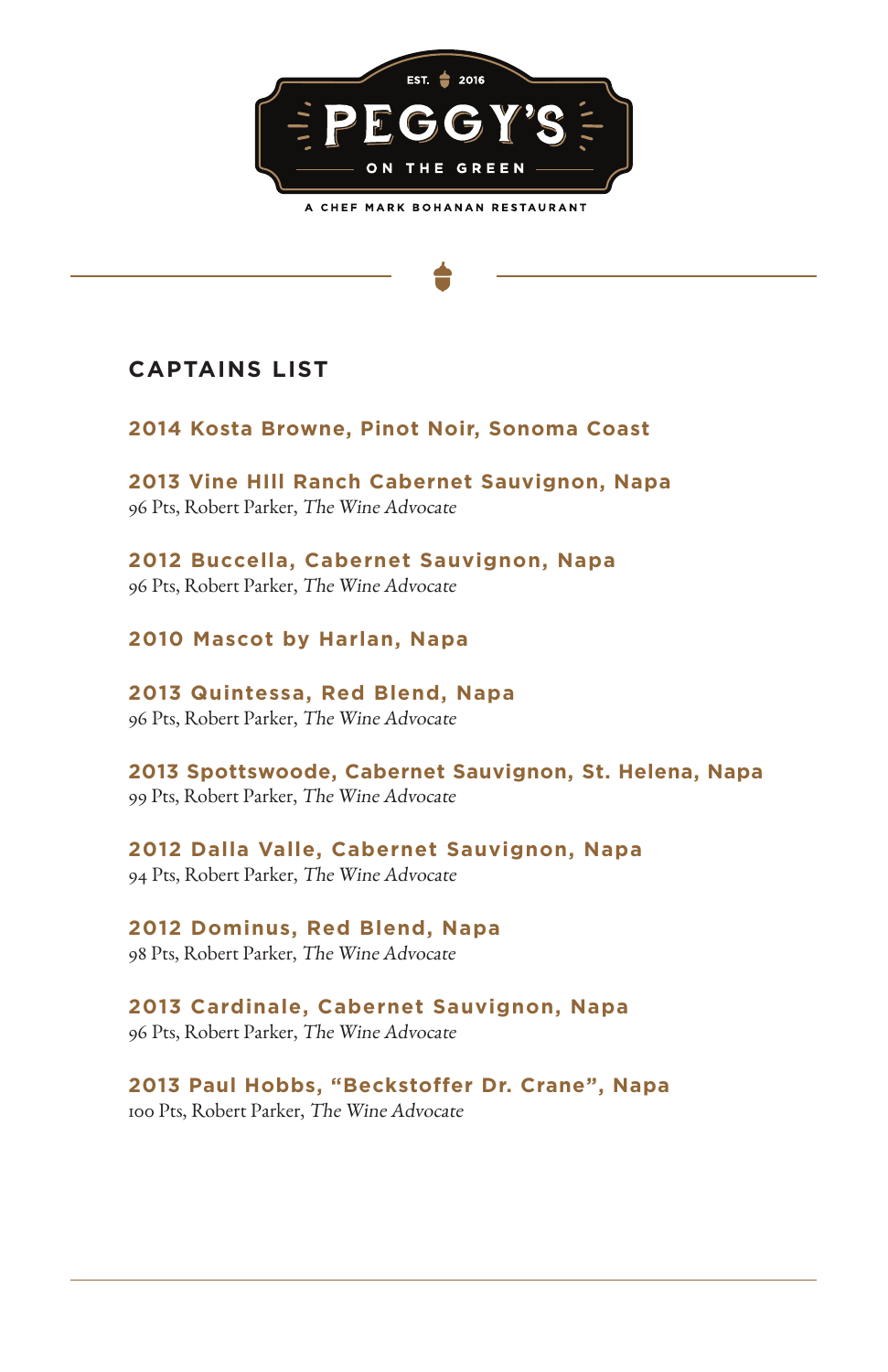EST. 2016

# PEGGY'S

ON THE GREEN

A CHEF MARK BOHANAN RESTAURANT

## CAPTAINS LIST

**2014 Kosta Browne, Pinot Noir, Sonoma Coast**

**2013 Vine HIll Ranch Cabernet Sauvignon, Napa**
96 Pts, Robert Parker, *The Wine Advocate*

**2012 Buccella, Cabernet Sauvignon, Napa**
96 Pts, Robert Parker, *The Wine Advocate*

**2010 Mascot by Harlan, Napa**

**2013 Quintessa, Red Blend, Napa**
96 Pts, Robert Parker, *The Wine Advocate*

**2013 Spottswoode, Cabernet Sauvignon, St. Helena, Napa**
99 Pts, Robert Parker, *The Wine Advocate*

**2012 Dalla Valle, Cabernet Sauvignon, Napa**
94 Pts, Robert Parker, *The Wine Advocate*

**2012 Dominus, Red Blend, Napa**
98 Pts, Robert Parker, *The Wine Advocate*

**2013 Cardinale, Cabernet Sauvignon, Napa**
96 Pts, Robert Parker, *The Wine Advocate*

**2013 Paul Hobbs, "Beckstoffer Dr. Crane", Napa**
100 Pts, Robert Parker, *The Wine Advocate*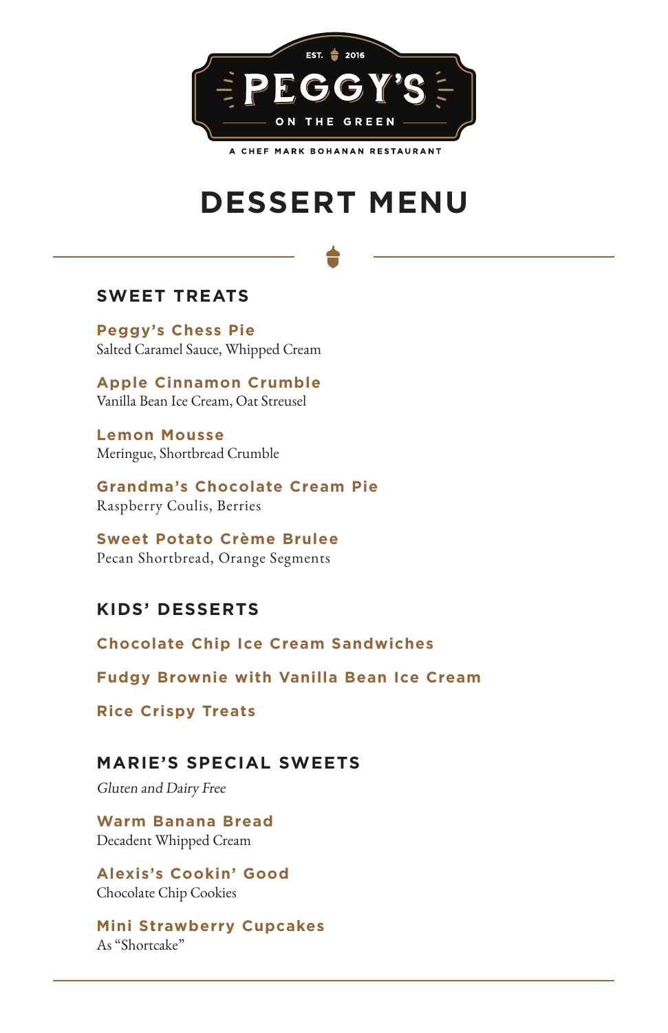EST. 2016

# PEGGY'S

ON THE GREEN

A CHEF MARK BOHANAN RESTAURANT

# DESSERT MENU

## SWEET TREATS

**Peggy's Chess Pie**
Salted Caramel Sauce, Whipped Cream

**Apple Cinnamon Crumble**
Vanilla Bean Ice Cream, Oat Streusel

**Lemon Mousse**
Meringue, Shortbread Crumble

**Grandma's Chocolate Cream Pie**
Raspberry Coulis, Berries

**Sweet Potato Crème Brulee**
Pecan Shortbread, Orange Segments

## KIDS' DESSERTS

**Chocolate Chip Ice Cream Sandwiches**

**Fudgy Brownie with Vanilla Bean Ice Cream**

**Rice Crispy Treats**

## MARIE'S SPECIAL SWEETS

*Gluten and Dairy Free*

**Warm Banana Bread**
Decadent Whipped Cream

**Alexis's Cookin' Good**
Chocolate Chip Cookies

**Mini Strawberry Cupcakes**
As "Shortcake"